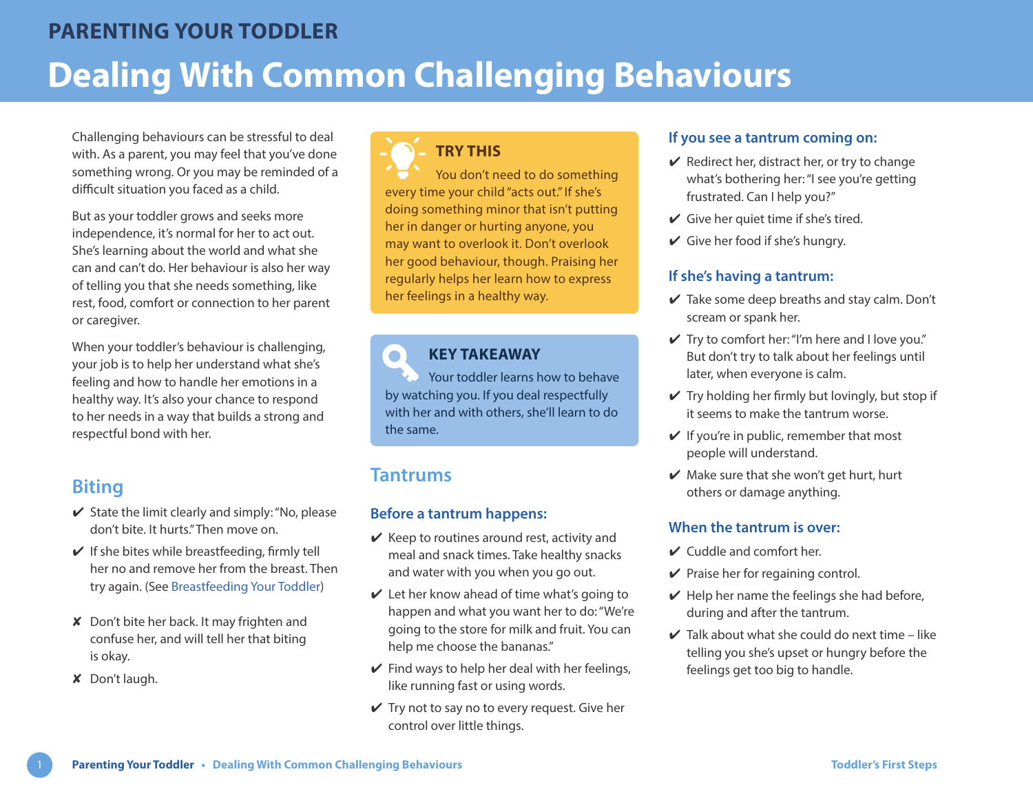# PARENTING YOUR TODDLER

# Dealing With Common Challenging Behaviours

Challenging behaviours can be stressful to deal with. As a parent, you may feel that you've done something wrong. Or you may be reminded of a difficult situation you faced as a child.

But as your toddler grows and seeks more independence, it's normal for her to act out. She's learning about the world and what she can and can't do. Her behaviour is also her way of telling you that she needs something, like rest, food, comfort or connection to her parent or caregiver.

When your toddler's behaviour is challenging, your job is to help her understand what she's feeling and how to handle her emotions in a healthy way. It's also your chance to respond to her needs in a way that builds a strong and respectful bond with her.

## Biting

- ✔ State the limit clearly and simply: "No, please don't bite. It hurts." Then move on.
- ✔ If she bites while breastfeeding, firmly tell her no and remove her from the breast. Then try again. (See Breastfeeding Your Toddler)
- ✘ Don't bite her back. It may frighten and confuse her, and will tell her that biting is okay.
- ✘ Don't laugh.

**TRY THIS**

You don't need to do something every time your child "acts out." If she's doing something minor that isn't putting her in danger or hurting anyone, you may want to overlook it. Don't overlook her good behaviour, though. Praising her regularly helps her learn how to express her feelings in a healthy way.

**KEY TAKEAWAY**

Your toddler learns how to behave by watching you. If you deal respectfully with her and with others, she'll learn to do the same.

## Tantrums

### Before a tantrum happens:

- ✔ Keep to routines around rest, activity and meal and snack times. Take healthy snacks and water with you when you go out.
- ✔ Let her know ahead of time what's going to happen and what you want her to do: "We're going to the store for milk and fruit. You can help me choose the bananas."
- ✔ Find ways to help her deal with her feelings, like running fast or using words.
- ✔ Try not to say no to every request. Give her control over little things.

### If you see a tantrum coming on:

- ✔ Redirect her, distract her, or try to change what's bothering her: "I see you're getting frustrated. Can I help you?"
- ✔ Give her quiet time if she's tired.
- ✔ Give her food if she's hungry.

### If she's having a tantrum:

- ✔ Take some deep breaths and stay calm. Don't scream or spank her.
- ✔ Try to comfort her: "I'm here and I love you." But don't try to talk about her feelings until later, when everyone is calm.
- ✔ Try holding her firmly but lovingly, but stop if it seems to make the tantrum worse.
- ✔ If you're in public, remember that most people will understand.
- ✔ Make sure that she won't get hurt, hurt others or damage anything.

### When the tantrum is over:

- ✔ Cuddle and comfort her.
- ✔ Praise her for regaining control.
- ✔ Help her name the feelings she had before, during and after the tantrum.
- ✔ Talk about what she could do next time – like telling you she's upset or hungry before the feelings get too big to handle.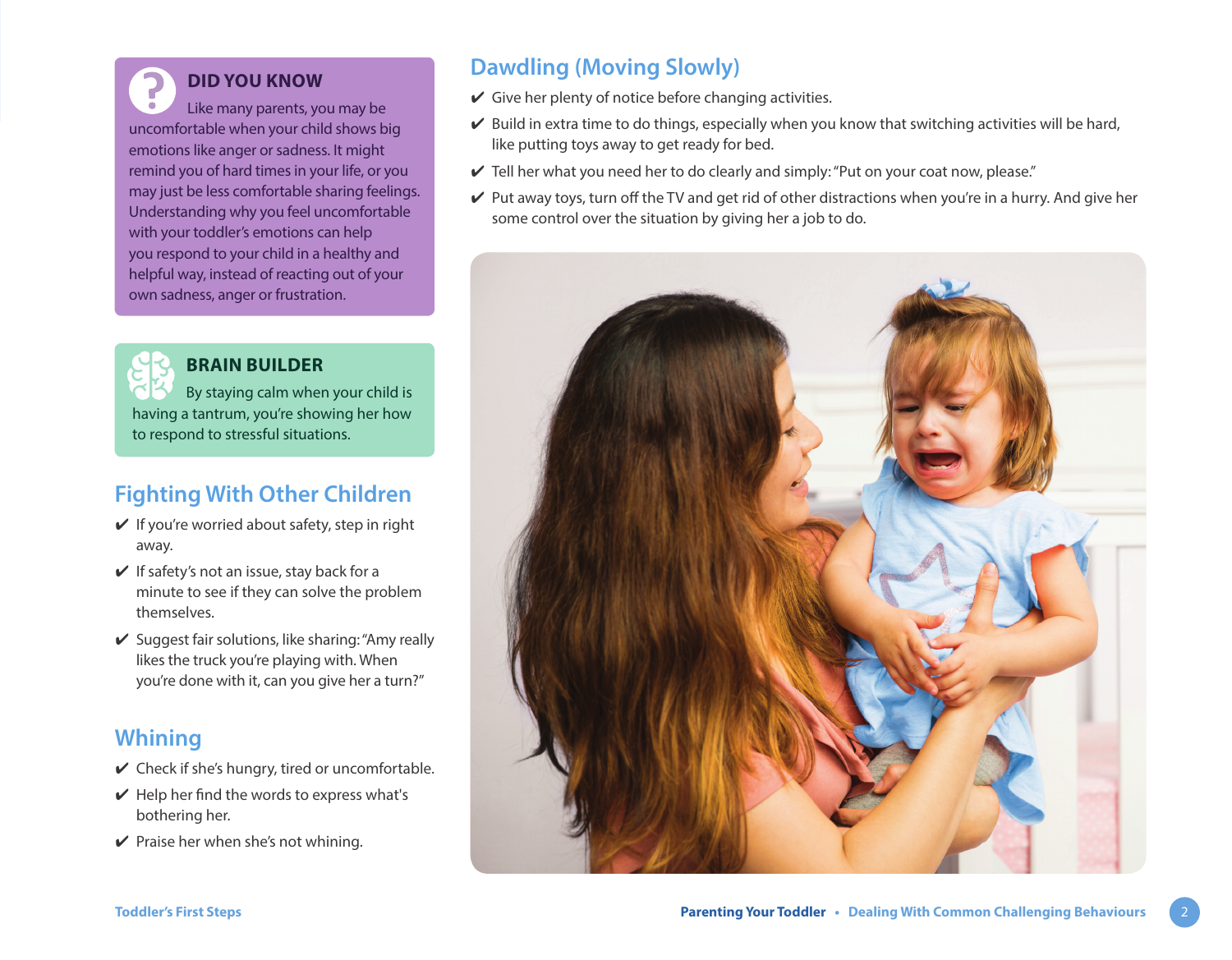## DID YOU KNOW

Like many parents, you may be uncomfortable when your child shows big emotions like anger or sadness. It might remind you of hard times in your life, or you may just be less comfortable sharing feelings. Understanding why you feel uncomfortable with your toddler's emotions can help you respond to your child in a healthy and helpful way, instead of reacting out of your own sadness, anger or frustration.

## BRAIN BUILDER

By staying calm when your child is having a tantrum, you're showing her how to respond to stressful situations.

## Fighting With Other Children

- ✔ If you're worried about safety, step in right away.
- ✔ If safety's not an issue, stay back for a minute to see if they can solve the problem themselves.
- ✔ Suggest fair solutions, like sharing: "Amy really likes the truck you're playing with. When you're done with it, can you give her a turn?"

## Whining

- ✔ Check if she's hungry, tired or uncomfortable.
- ✔ Help her find the words to express what's bothering her.
- ✔ Praise her when she's not whining.

## Dawdling (Moving Slowly)

- ✔ Give her plenty of notice before changing activities.
- ✔ Build in extra time to do things, especially when you know that switching activities will be hard, like putting toys away to get ready for bed.
- ✔ Tell her what you need her to do clearly and simply: "Put on your coat now, please."
- ✔ Put away toys, turn off the TV and get rid of other distractions when you're in a hurry. And give her some control over the situation by giving her a job to do.